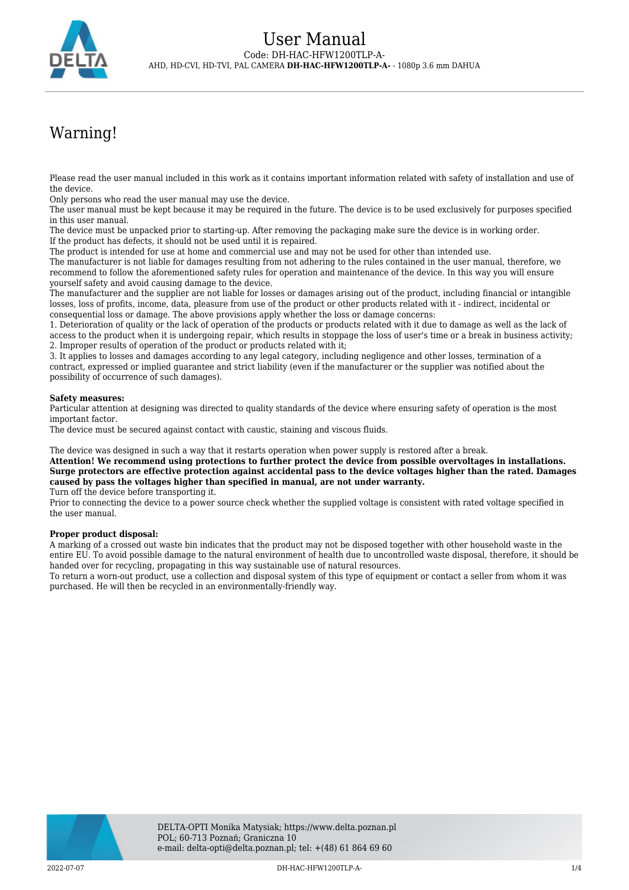# User Manual

Code: DH-HAC-HFW1200TLP-A-

AHD, HD-CVI, HD-TVI, PAL CAMERA **DH-HAC-HFW1200TLP-A-** - 1080p 3.6 mm DAHUA

## Warning!

Please read the user manual included in this work as it contains important information related with safety of installation and use of the device.

Only persons who read the user manual may use the device.

The user manual must be kept because it may be required in the future. The device is to be used exclusively for purposes specified in this user manual.

The device must be unpacked prior to starting-up. After removing the packaging make sure the device is in working order.

If the product has defects, it should not be used until it is repaired.

The product is intended for use at home and commercial use and may not be used for other than intended use.

The manufacturer is not liable for damages resulting from not adhering to the rules contained in the user manual, therefore, we recommend to follow the aforementioned safety rules for operation and maintenance of the device. In this way you will ensure yourself safety and avoid causing damage to the device.

The manufacturer and the supplier are not liable for losses or damages arising out of the product, including financial or intangible losses, loss of profits, income, data, pleasure from use of the product or other products related with it - indirect, incidental or consequential loss or damage. The above provisions apply whether the loss or damage concerns:

1. Deterioration of quality or the lack of operation of the products or products related with it due to damage as well as the lack of access to the product when it is undergoing repair, which results in stoppage the loss of user's time or a break in business activity;
2. Improper results of operation of the product or products related with it;
3. It applies to losses and damages according to any legal category, including negligence and other losses, termination of a contract, expressed or implied guarantee and strict liability (even if the manufacturer or the supplier was notified about the possibility of occurrence of such damages).

**Safety measures:**

Particular attention at designing was directed to quality standards of the device where ensuring safety of operation is the most important factor.

The device must be secured against contact with caustic, staining and viscous fluids.

The device was designed in such a way that it restarts operation when power supply is restored after a break.

**Attention! We recommend using protections to further protect the device from possible overvoltages in installations. Surge protectors are effective protection against accidental pass to the device voltages higher than the rated. Damages caused by pass the voltages higher than specified in manual, are not under warranty.**

Turn off the device before transporting it.

Prior to connecting the device to a power source check whether the supplied voltage is consistent with rated voltage specified in the user manual.

**Proper product disposal:**

A marking of a crossed out waste bin indicates that the product may not be disposed together with other household waste in the entire EU. To avoid possible damage to the natural environment of health due to uncontrolled waste disposal, therefore, it should be handed over for recycling, propagating in this way sustainable use of natural resources.

To return a worn-out product, use a collection and disposal system of this type of equipment or contact a seller from whom it was purchased. He will then be recycled in an environmentally-friendly way.

DELTA-OPTI Monika Matysiak; https://www.delta.poznan.pl
POL; 60-713 Poznań; Graniczna 10
e-mail: delta-opti@delta.poznan.pl; tel: +(48) 61 864 69 60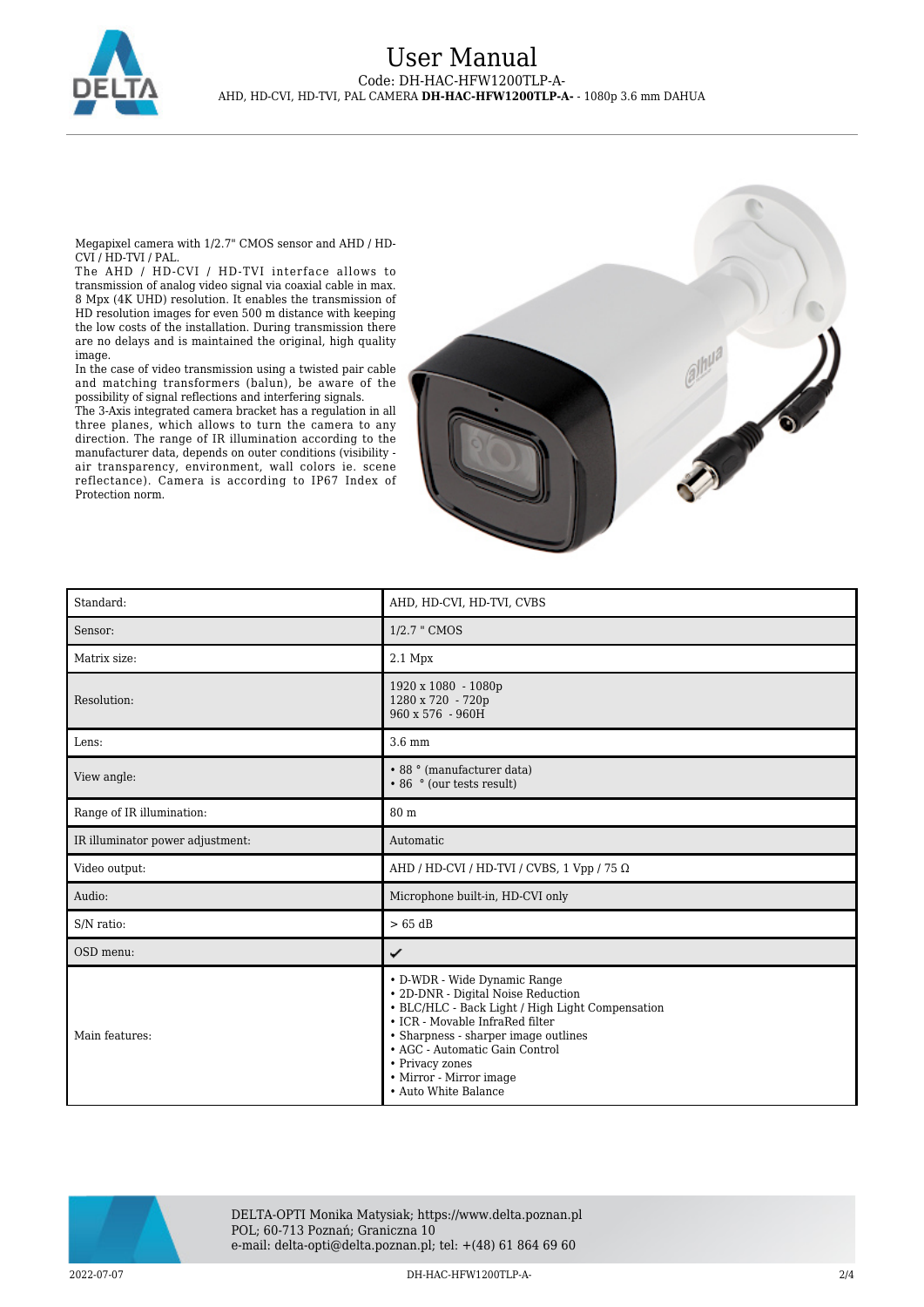# User Manual

Code: DH-HAC-HFW1200TLP-A-

AHD, HD-CVI, HD-TVI, PAL CAMERA **DH-HAC-HFW1200TLP-A-** - 1080p 3.6 mm DAHUA

Megapixel camera with 1/2.7" CMOS sensor and AHD / HD-CVI / HD-TVI / PAL.

The AHD / HD-CVI / HD-TVI interface allows to transmission of analog video signal via coaxial cable in max. 8 Mpx (4K UHD) resolution. It enables the transmission of HD resolution images for even 500 m distance with keeping the low costs of the installation. During transmission there are no delays and is maintained the original, high quality image.

In the case of video transmission using a twisted pair cable and matching transformers (balun), be aware of the possibility of signal reflections and interfering signals.

The 3-Axis integrated camera bracket has a regulation in all three planes, which allows to turn the camera to any direction. The range of IR illumination according to the manufacturer data, depends on outer conditions (visibility - air transparency, environment, wall colors ie. scene reflectance). Camera is according to IP67 Index of Protection norm.

| | |
|---|---|
| Standard: | AHD, HD-CVI, HD-TVI, CVBS |
| Sensor: | 1/2.7 " CMOS |
| Matrix size: | 2.1 Mpx |
| Resolution: | 1920 x 1080 - 1080p<br>1280 x 720 - 720p<br>960 x 576 - 960H |
| Lens: | 3.6 mm |
| View angle: | • 88 ° (manufacturer data)<br>• 86 ° (our tests result) |
| Range of IR illumination: | 80 m |
| IR illuminator power adjustment: | Automatic |
| Video output: | AHD / HD-CVI / HD-TVI / CVBS, 1 Vpp / 75 Ω |
| Audio: | Microphone built-in, HD-CVI only |
| S/N ratio: | > 65 dB |
| OSD menu: | ✔ |
| Main features: | • D-WDR - Wide Dynamic Range<br>• 2D-DNR - Digital Noise Reduction<br>• BLC/HLC - Back Light / High Light Compensation<br>• ICR - Movable InfraRed filter<br>• Sharpness - sharper image outlines<br>• AGC - Automatic Gain Control<br>• Privacy zones<br>• Mirror - Mirror image<br>• Auto White Balance |

DELTA-OPTI Monika Matysiak; https://www.delta.poznan.pl
POL; 60-713 Poznań; Graniczna 10
e-mail: delta-opti@delta.poznan.pl; tel: +(48) 61 864 69 60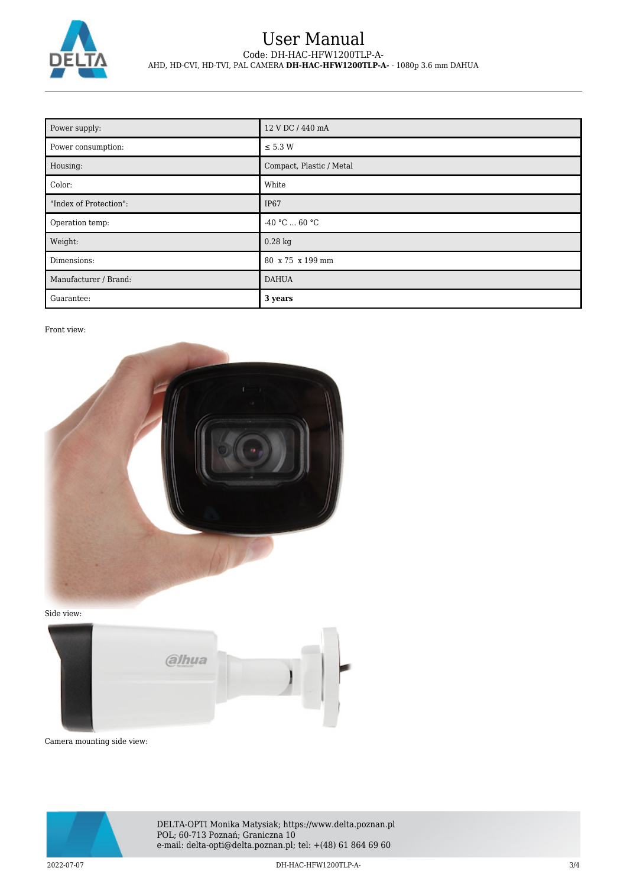| Power supply: | 12 V DC / 440 mA |
| --- | --- |
| Power consumption: | ≤ 5.3 W |
| Housing: | Compact, Plastic / Metal |
| Color: | White |
| "Index of Protection": | IP67 |
| Operation temp: | -40 °C ... 60 °C |
| Weight: | 0.28 kg |
| Dimensions: | 80 x 75 x 199 mm |
| Manufacturer / Brand: | DAHUA |
| Guarantee: | **3 years** |

Front view:

Side view:

Camera mounting side view: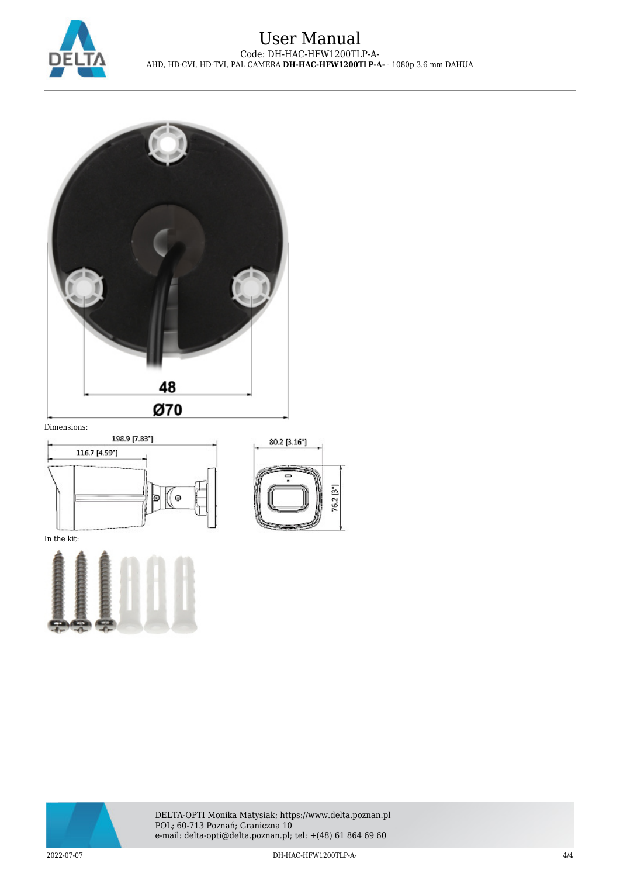48

Ø70

Dimensions:

198.9 [7.83"]

116.7 [4.59"]

80.2 [3.16"]

76.2 [3"]

In the kit: